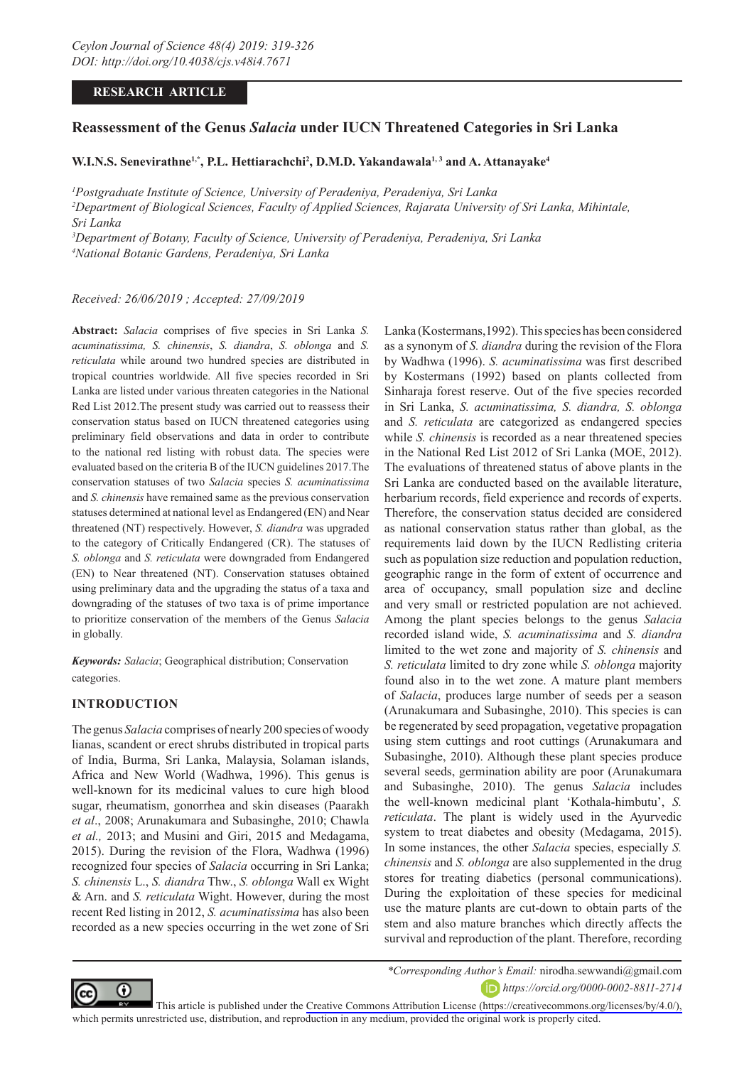**RESEARCH ARTICLE**

# Reassessment of the Genus *Salacia* under IUCN Threatened Categories in Sri Lanka

**W.I.N.S. Senevirathne[1,*], P.L. Hettiarachchi[2], D.M.D. Yakandawala[1, 3] and A. Attanayake[4]**

[1]*Postgraduate Institute of Science, University of Peradeniya, Peradeniya, Sri Lanka*
[2]*Department of Biological Sciences, Faculty of Applied Sciences, Rajarata University of Sri Lanka, Mihintale, Sri Lanka*
[3]*Department of Botany, Faculty of Science, University of Peradeniya, Peradeniya, Sri Lanka*
[4]*National Botanic Gardens, Peradeniya, Sri Lanka*

*Received: 26/06/2019 ; Accepted: 27/09/2019*

**Abstract:** *Salacia* comprises of five species in Sri Lanka *S. acuminatissima, S. chinensis*, *S. diandra*, *S. oblonga* and *S. reticulata* while around two hundred species are distributed in tropical countries worldwide. All five species recorded in Sri Lanka are listed under various threaten categories in the National Red List 2012.The present study was carried out to reassess their conservation status based on IUCN threatened categories using preliminary field observations and data in order to contribute to the national red listing with robust data. The species were evaluated based on the criteria B of the IUCN guidelines 2017.The conservation statuses of two *Salacia* species *S. acuminatissima* and *S. chinensis* have remained same as the previous conservation statuses determined at national level as Endangered (EN) and Near threatened (NT) respectively. However, *S. diandra* was upgraded to the category of Critically Endangered (CR). The statuses of *S. oblonga* and *S. reticulata* were downgraded from Endangered (EN) to Near threatened (NT). Conservation statuses obtained using preliminary data and the upgrading the status of a taxa and downgrading of the statuses of two taxa is of prime importance to prioritize conservation of the members of the Genus *Salacia* in globally.

***Keywords:*** *Salacia*; Geographical distribution; Conservation categories.

## INTRODUCTION

The genus *Salacia* comprises of nearly 200 species of woody lianas, scandent or erect shrubs distributed in tropical parts of India, Burma, Sri Lanka, Malaysia, Solaman islands, Africa and New World (Wadhwa, 1996). This genus is well-known for its medicinal values to cure high blood sugar, rheumatism, gonorrhea and skin diseases (Paarakh *et al*., 2008; Arunakumara and Subasinghe, 2010; Chawla *et al.,* 2013; and Musini and Giri, 2015 and Medagama, 2015). During the revision of the Flora, Wadhwa (1996) recognized four species of *Salacia* occurring in Sri Lanka; *S. chinensis* L., *S. diandra* Thw., *S. oblonga* Wall ex Wight & Arn. and *S. reticulata* Wight. However, during the most recent Red listing in 2012, *S. acuminatissima* has also been recorded as a new species occurring in the wet zone of Sri Lanka (Kostermans,1992). This species has been considered as a synonym of *S. diandra* during the revision of the Flora by Wadhwa (1996). *S. acuminatissima* was first described by Kostermans (1992) based on plants collected from Sinharaja forest reserve. Out of the five species recorded in Sri Lanka, *S. acuminatissima, S. diandra, S. oblonga* and *S. reticulata* are categorized as endangered species while *S. chinensis* is recorded as a near threatened species in the National Red List 2012 of Sri Lanka (MOE, 2012). The evaluations of threatened status of above plants in the Sri Lanka are conducted based on the available literature, herbarium records, field experience and records of experts. Therefore, the conservation status decided are considered as national conservation status rather than global, as the requirements laid down by the IUCN Redlisting criteria such as population size reduction and population reduction, geographic range in the form of extent of occurrence and area of occupancy, small population size and decline and very small or restricted population are not achieved. Among the plant species belongs to the genus *Salacia* recorded island wide, *S. acuminatissima* and *S. diandra* limited to the wet zone and majority of *S. chinensis* and *S. reticulata* limited to dry zone while *S. oblonga* majority found also in to the wet zone. A mature plant members of *Salacia*, produces large number of seeds per a season (Arunakumara and Subasinghe, 2010). This species is can be regenerated by seed propagation, vegetative propagation using stem cuttings and root cuttings (Arunakumara and Subasinghe, 2010). Although these plant species produce several seeds, germination ability are poor (Arunakumara and Subasinghe, 2010). The genus *Salacia* includes the well-known medicinal plant 'Kothala-himbutu', *S. reticulata*. The plant is widely used in the Ayurvedic system to treat diabetes and obesity (Medagama, 2015). In some instances, the other *Salacia* species, especially *S. chinensis* and *S. oblonga* are also supplemented in the drug stores for treating diabetics (personal communications). During the exploitation of these species for medicinal use the mature plants are cut-down to obtain parts of the stem and also mature branches which directly affects the survival and reproduction of the plant. Therefore, recording

*\*Corresponding Author's Email:* nirodha.sewwandi@gmail.com
https://orcid.org/0000-0002-8811-2714

This article is published under the Creative Commons Attribution License (https://creativecommons.org/licenses/by/4.0/), which permits unrestricted use, distribution, and reproduction in any medium, provided the original work is properly cited.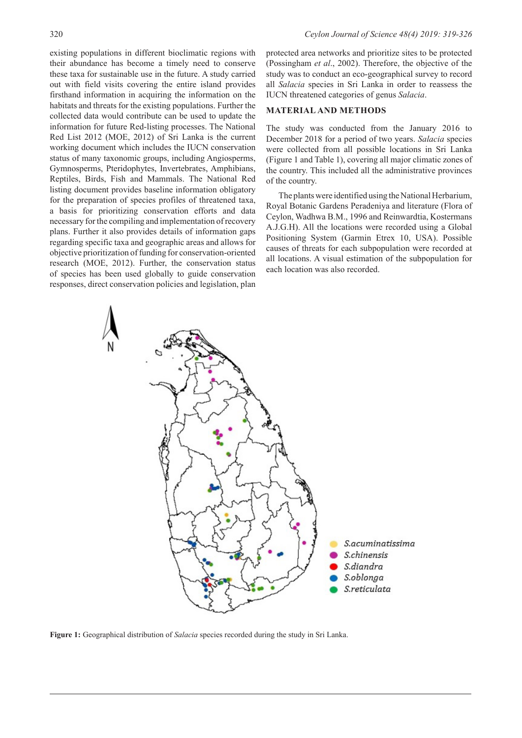existing populations in different bioclimatic regions with their abundance has become a timely need to conserve these taxa for sustainable use in the future. A study carried out with field visits covering the entire island provides firsthand information in acquiring the information on the habitats and threats for the existing populations. Further the collected data would contribute can be used to update the information for future Red-listing processes. The National Red List 2012 (MOE, 2012) of Sri Lanka is the current working document which includes the IUCN conservation status of many taxonomic groups, including Angiosperms, Gymnosperms, Pteridophytes, Invertebrates, Amphibians, Reptiles, Birds, Fish and Mammals. The National Red listing document provides baseline information obligatory for the preparation of species profiles of threatened taxa, a basis for prioritizing conservation efforts and data necessary for the compiling and implementation of recovery plans. Further it also provides details of information gaps regarding specific taxa and geographic areas and allows for objective prioritization of funding for conservation-oriented research (MOE, 2012). Further, the conservation status of species has been used globally to guide conservation responses, direct conservation policies and legislation, plan protected area networks and prioritize sites to be protected (Possingham *et al*., 2002). Therefore, the objective of the study was to conduct an eco-geographical survey to record all *Salacia* species in Sri Lanka in order to reassess the IUCN threatened categories of genus *Salacia*.

## MATERIAL AND METHODS

The study was conducted from the January 2016 to December 2018 for a period of two years. *Salacia* species were collected from all possible locations in Sri Lanka (Figure 1 and Table 1), covering all major climatic zones of the country. This included all the administrative provinces of the country.

The plants were identified using the National Herbarium, Royal Botanic Gardens Peradeniya and literature (Flora of Ceylon, Wadhwa B.M., 1996 and Reinwardtia, Kostermans A.J.G.H). All the locations were recorded using a Global Positioning System (Garmin Etrex 10, USA). Possible causes of threats for each subpopulation were recorded at all locations. A visual estimation of the subpopulation for each location was also recorded.

**Figure 1:** Geographical distribution of *Salacia* species recorded during the study in Sri Lanka.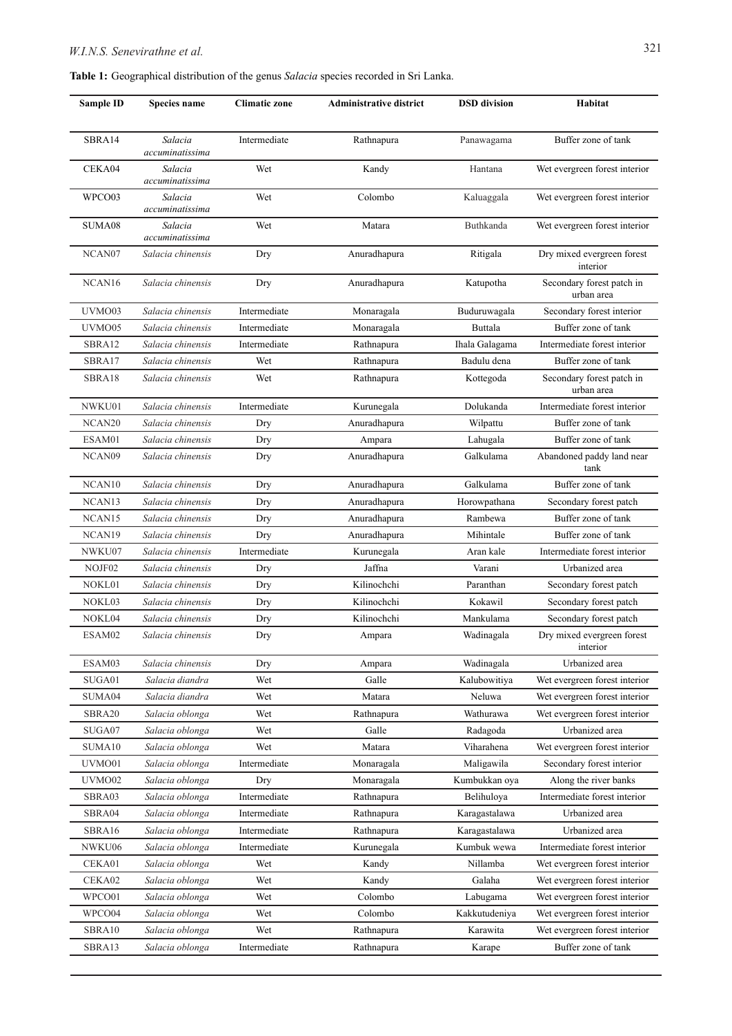**Table 1:** Geographical distribution of the genus *Salacia* species recorded in Sri Lanka.

| Sample ID | Species name | Climatic zone | Administrative district | DSD division | Habitat |
|---|---|---|---|---|---|
| SBRA14 | *Salacia accuminatissima* | Intermediate | Rathnapura | Panawagama | Buffer zone of tank |
| CEKA04 | *Salacia accuminatissima* | Wet | Kandy | Hantana | Wet evergreen forest interior |
| WPCO03 | *Salacia accuminatissima* | Wet | Colombo | Kaluaggala | Wet evergreen forest interior |
| SUMA08 | *Salacia accuminatissima* | Wet | Matara | Buthkanda | Wet evergreen forest interior |
| NCAN07 | *Salacia chinensis* | Dry | Anuradhapura | Ritigala | Dry mixed evergreen forest interior |
| NCAN16 | *Salacia chinensis* | Dry | Anuradhapura | Katupotha | Secondary forest patch in urban area |
| UVMO03 | *Salacia chinensis* | Intermediate | Monaragala | Buduruwagala | Secondary forest interior |
| UVMO05 | *Salacia chinensis* | Intermediate | Monaragala | Buttala | Buffer zone of tank |
| SBRA12 | *Salacia chinensis* | Intermediate | Rathnapura | Ihala Galagama | Intermediate forest interior |
| SBRA17 | *Salacia chinensis* | Wet | Rathnapura | Badulu dena | Buffer zone of tank |
| SBRA18 | *Salacia chinensis* | Wet | Rathnapura | Kottegoda | Secondary forest patch in urban area |
| NWKU01 | *Salacia chinensis* | Intermediate | Kurunegala | Dolukanda | Intermediate forest interior |
| NCAN20 | *Salacia chinensis* | Dry | Anuradhapura | Wilpattu | Buffer zone of tank |
| ESAM01 | *Salacia chinensis* | Dry | Ampara | Lahugala | Buffer zone of tank |
| NCAN09 | *Salacia chinensis* | Dry | Anuradhapura | Galkulama | Abandoned paddy land near tank |
| NCAN10 | *Salacia chinensis* | Dry | Anuradhapura | Galkulama | Buffer zone of tank |
| NCAN13 | *Salacia chinensis* | Dry | Anuradhapura | Horowpathana | Secondary forest patch |
| NCAN15 | *Salacia chinensis* | Dry | Anuradhapura | Rambewa | Buffer zone of tank |
| NCAN19 | *Salacia chinensis* | Dry | Anuradhapura | Mihintale | Buffer zone of tank |
| NWKU07 | *Salacia chinensis* | Intermediate | Kurunegala | Aran kale | Intermediate forest interior |
| NOJF02 | *Salacia chinensis* | Dry | Jaffna | Varani | Urbanized area |
| NOKL01 | *Salacia chinensis* | Dry | Kilinochchi | Paranthan | Secondary forest patch |
| NOKL03 | *Salacia chinensis* | Dry | Kilinochchi | Kokawil | Secondary forest patch |
| NOKL04 | *Salacia chinensis* | Dry | Kilinochchi | Mankulama | Secondary forest patch |
| ESAM02 | *Salacia chinensis* | Dry | Ampara | Wadinagala | Dry mixed evergreen forest interior |
| ESAM03 | *Salacia chinensis* | Dry | Ampara | Wadinagala | Urbanized area |
| SUGA01 | *Salacia diandra* | Wet | Galle | Kalubowitiya | Wet evergreen forest interior |
| SUMA04 | *Salacia diandra* | Wet | Matara | Neluwa | Wet evergreen forest interior |
| SBRA20 | *Salacia oblonga* | Wet | Rathnapura | Wathurawa | Wet evergreen forest interior |
| SUGA07 | *Salacia oblonga* | Wet | Galle | Radagoda | Urbanized area |
| SUMA10 | *Salacia oblonga* | Wet | Matara | Viharahena | Wet evergreen forest interior |
| UVMO01 | *Salacia oblonga* | Intermediate | Monaragala | Maligawila | Secondary forest interior |
| UVMO02 | *Salacia oblonga* | Dry | Monaragala | Kumbukkan oya | Along the river banks |
| SBRA03 | *Salacia oblonga* | Intermediate | Rathnapura | Belihuloya | Intermediate forest interior |
| SBRA04 | *Salacia oblonga* | Intermediate | Rathnapura | Karagastalawa | Urbanized area |
| SBRA16 | *Salacia oblonga* | Intermediate | Rathnapura | Karagastalawa | Urbanized area |
| NWKU06 | *Salacia oblonga* | Intermediate | Kurunegala | Kumbuk wewa | Intermediate forest interior |
| CEKA01 | *Salacia oblonga* | Wet | Kandy | Nillamba | Wet evergreen forest interior |
| CEKA02 | *Salacia oblonga* | Wet | Kandy | Galaha | Wet evergreen forest interior |
| WPCO01 | *Salacia oblonga* | Wet | Colombo | Labugama | Wet evergreen forest interior |
| WPCO04 | *Salacia oblonga* | Wet | Colombo | Kakkutudeniya | Wet evergreen forest interior |
| SBRA10 | *Salacia oblonga* | Wet | Rathnapura | Karawita | Wet evergreen forest interior |
| SBRA13 | *Salacia oblonga* | Intermediate | Rathnapura | Karape | Buffer zone of tank |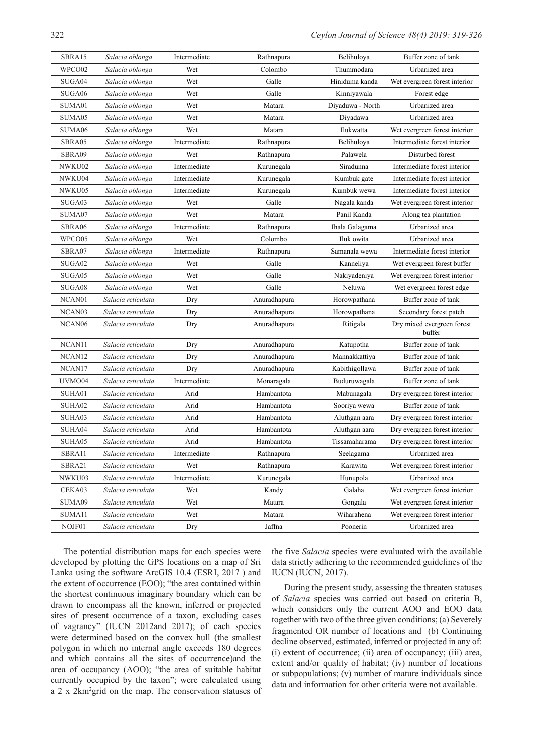| SBRA15 | *Salacia oblonga* | Intermediate | Rathnapura | Belihuloya | Buffer zone of tank |
|---|---|---|---|---|---|
| WPCO02 | *Salacia oblonga* | Wet | Colombo | Thummodara | Urbanized area |
| SUGA04 | *Salacia oblonga* | Wet | Galle | Hiniduma kanda | Wet evergreen forest interior |
| SUGA06 | *Salacia oblonga* | Wet | Galle | Kinniyawala | Forest edge |
| SUMA01 | *Salacia oblonga* | Wet | Matara | Diyaduwa - North | Urbanized area |
| SUMA05 | *Salacia oblonga* | Wet | Matara | Diyadawa | Urbanized area |
| SUMA06 | *Salacia oblonga* | Wet | Matara | Ilukwatta | Wet evergreen forest interior |
| SBRA05 | *Salacia oblonga* | Intermediate | Rathnapura | Belihuloya | Intermediate forest interior |
| SBRA09 | *Salacia oblonga* | Wet | Rathnapura | Palawela | Disturbed forest |
| NWKU02 | *Salacia oblonga* | Intermediate | Kurunegala | Siradunna | Intermediate forest interior |
| NWKU04 | *Salacia oblonga* | Intermediate | Kurunegala | Kumbuk gate | Intermediate forest interior |
| NWKU05 | *Salacia oblonga* | Intermediate | Kurunegala | Kumbuk wewa | Intermediate forest interior |
| SUGA03 | *Salacia oblonga* | Wet | Galle | Nagala kanda | Wet evergreen forest interior |
| SUMA07 | *Salacia oblonga* | Wet | Matara | Panil Kanda | Along tea plantation |
| SBRA06 | *Salacia oblonga* | Intermediate | Rathnapura | Ihala Galagama | Urbanized area |
| WPCO05 | *Salacia oblonga* | Wet | Colombo | Iluk owita | Urbanized area |
| SBRA07 | *Salacia oblonga* | Intermediate | Rathnapura | Samanala wewa | Intermediate forest interior |
| SUGA02 | *Salacia oblonga* | Wet | Galle | Kanneliya | Wet evergreen forest buffer |
| SUGA05 | *Salacia oblonga* | Wet | Galle | Nakiyadeniya | Wet evergreen forest interior |
| SUGA08 | *Salacia oblonga* | Wet | Galle | Neluwa | Wet evergreen forest edge |
| NCAN01 | *Salacia reticulata* | Dry | Anuradhapura | Horowpathana | Buffer zone of tank |
| NCAN03 | *Salacia reticulata* | Dry | Anuradhapura | Horowpathana | Secondary forest patch |
| NCAN06 | *Salacia reticulata* | Dry | Anuradhapura | Ritigala | Dry mixed evergreen forest buffer |
| NCAN11 | *Salacia reticulata* | Dry | Anuradhapura | Katupotha | Buffer zone of tank |
| NCAN12 | *Salacia reticulata* | Dry | Anuradhapura | Mannakkattiya | Buffer zone of tank |
| NCAN17 | *Salacia reticulata* | Dry | Anuradhapura | Kabithigollawa | Buffer zone of tank |
| UVMO04 | *Salacia reticulata* | Intermediate | Monaragala | Buduruwagala | Buffer zone of tank |
| SUHA01 | *Salacia reticulata* | Arid | Hambantota | Mabunagala | Dry evergreen forest interior |
| SUHA02 | *Salacia reticulata* | Arid | Hambantota | Sooriya wewa | Buffer zone of tank |
| SUHA03 | *Salacia reticulata* | Arid | Hambantota | Aluthgan aara | Dry evergreen forest interior |
| SUHA04 | *Salacia reticulata* | Arid | Hambantota | Aluthgan aara | Dry evergreen forest interior |
| SUHA05 | *Salacia reticulata* | Arid | Hambantota | Tissamaharama | Dry evergreen forest interior |
| SBRA11 | *Salacia reticulata* | Intermediate | Rathnapura | Seelagama | Urbanized area |
| SBRA21 | *Salacia reticulata* | Wet | Rathnapura | Karawita | Wet evergreen forest interior |
| NWKU03 | *Salacia reticulata* | Intermediate | Kurunegala | Hunupola | Urbanized area |
| CEKA03 | *Salacia reticulata* | Wet | Kandy | Galaha | Wet evergreen forest interior |
| SUMA09 | *Salacia reticulata* | Wet | Matara | Gongala | Wet evergreen forest interior |
| SUMA11 | *Salacia reticulata* | Wet | Matara | Wiharahena | Wet evergreen forest interior |
| NOJF01 | *Salacia reticulata* | Dry | Jaffna | Poonerin | Urbanized area |

The potential distribution maps for each species were developed by plotting the GPS locations on a map of Sri Lanka using the software ArcGIS 10.4 (ESRI, 2017 ) and the extent of occurrence (EOO); "the area contained within the shortest continuous imaginary boundary which can be drawn to encompass all the known, inferred or projected sites of present occurrence of a taxon, excluding cases of vagrancy" (IUCN 2012and 2017); of each species were determined based on the convex hull (the smallest polygon in which no internal angle exceeds 180 degrees and which contains all the sites of occurrence)and the area of occupancy (AOO); "the area of suitable habitat currently occupied by the taxon"; were calculated using a 2 x 2km$^2$grid on the map. The conservation statuses of the five *Salacia* species were evaluated with the available data strictly adhering to the recommended guidelines of the IUCN (IUCN, 2017).

During the present study, assessing the threaten statuses of *Salacia* species was carried out based on criteria B, which considers only the current AOO and EOO data together with two of the three given conditions; (a) Severely fragmented OR number of locations and (b) Continuing decline observed, estimated, inferred or projected in any of: (i) extent of occurrence; (ii) area of occupancy; (iii) area, extent and/or quality of habitat; (iv) number of locations or subpopulations; (v) number of mature individuals since data and information for other criteria were not available.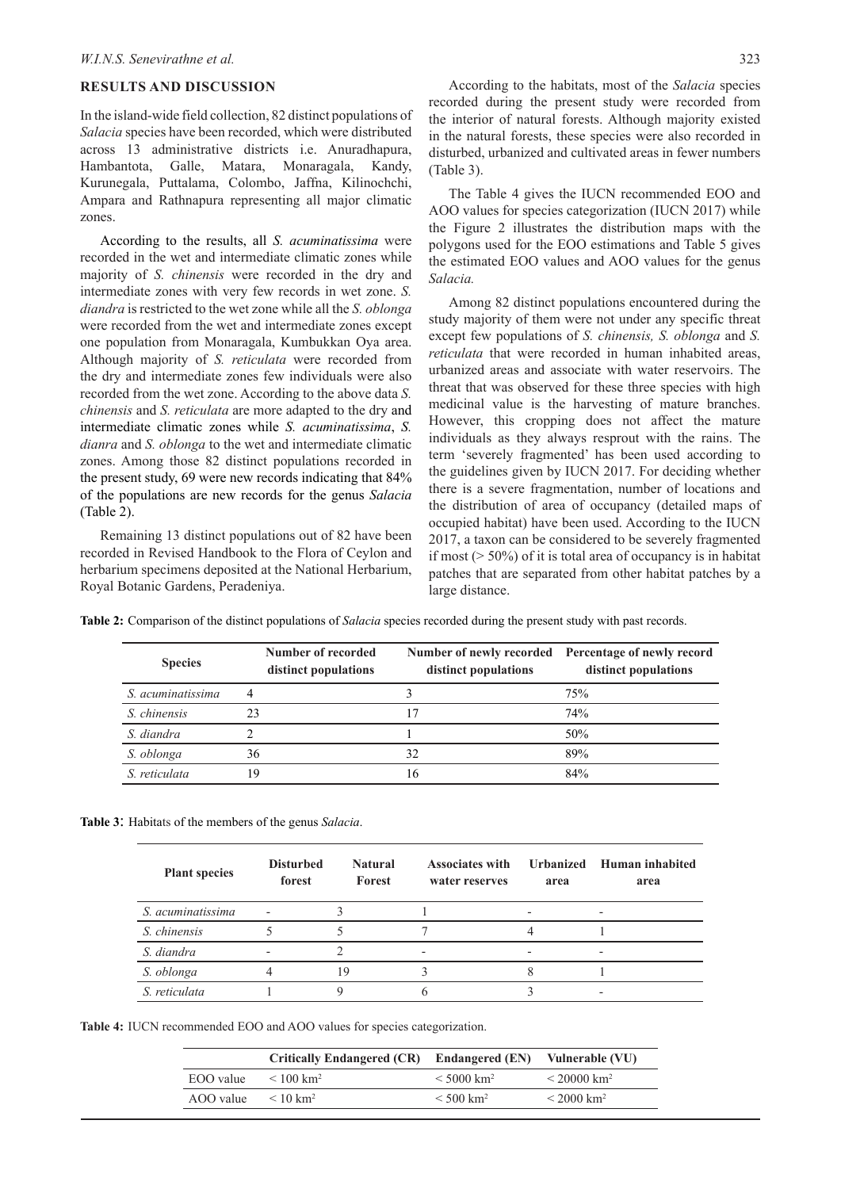## RESULTS AND DISCUSSION

In the island-wide field collection, 82 distinct populations of *Salacia* species have been recorded, which were distributed across 13 administrative districts i.e. Anuradhapura, Hambantota, Galle, Matara, Monaragala, Kandy, Kurunegala, Puttalama, Colombo, Jaffna, Kilinochchi, Ampara and Rathnapura representing all major climatic zones.

According to the results, all *S. acuminatissima* were recorded in the wet and intermediate climatic zones while majority of *S. chinensis* were recorded in the dry and intermediate zones with very few records in wet zone. *S. diandra* is restricted to the wet zone while all the *S. oblonga* were recorded from the wet and intermediate zones except one population from Monaragala, Kumbukkan Oya area. Although majority of *S. reticulata* were recorded from the dry and intermediate zones few individuals were also recorded from the wet zone. According to the above data *S. chinensis* and *S. reticulata* are more adapted to the dry and intermediate climatic zones while *S. acuminatissima*, *S. dianra* and *S. oblonga* to the wet and intermediate climatic zones. Among those 82 distinct populations recorded in the present study, 69 were new records indicating that 84% of the populations are new records for the genus *Salacia* (Table 2).

Remaining 13 distinct populations out of 82 have been recorded in Revised Handbook to the Flora of Ceylon and herbarium specimens deposited at the National Herbarium, Royal Botanic Gardens, Peradeniya.

According to the habitats, most of the *Salacia* species recorded during the present study were recorded from the interior of natural forests. Although majority existed in the natural forests, these species were also recorded in disturbed, urbanized and cultivated areas in fewer numbers (Table 3).

The Table 4 gives the IUCN recommended EOO and AOO values for species categorization (IUCN 2017) while the Figure 2 illustrates the distribution maps with the polygons used for the EOO estimations and Table 5 gives the estimated EOO values and AOO values for the genus *Salacia.*

Among 82 distinct populations encountered during the study majority of them were not under any specific threat except few populations of *S. chinensis, S. oblonga* and *S. reticulata* that were recorded in human inhabited areas, urbanized areas and associate with water reservoirs. The threat that was observed for these three species with high medicinal value is the harvesting of mature branches. However, this cropping does not affect the mature individuals as they always resprout with the rains. The term 'severely fragmented' has been used according to the guidelines given by IUCN 2017. For deciding whether there is a severe fragmentation, number of locations and the distribution of area of occupancy (detailed maps of occupied habitat) have been used. According to the IUCN 2017, a taxon can be considered to be severely fragmented if most (> 50%) of it is total area of occupancy is in habitat patches that are separated from other habitat patches by a large distance.

**Table 2:** Comparison of the distinct populations of *Salacia* species recorded during the present study with past records.

| Species | Number of recorded distinct populations | Number of newly recorded distinct populations | Percentage of newly record distinct populations |
|---|---|---|---|
| *S. acuminatissima* | 4 | 3 | 75% |
| *S. chinensis* | 23 | 17 | 74% |
| *S. diandra* | 2 | 1 | 50% |
| *S. oblonga* | 36 | 32 | 89% |
| *S. reticulata* | 19 | 16 | 84% |

**Table 3**: Habitats of the members of the genus *Salacia*.

| Plant species | Disturbed forest | Natural Forest | Associates with water reserves | Urbanized area | Human inhabited area |
|---|---|---|---|---|---|
| *S. acuminatissima* | - | 3 | 1 | - | - |
| *S. chinensis* | 5 | 5 | 7 | 4 | 1 |
| *S. diandra* | - | 2 | - | - | - |
| *S. oblonga* | 4 | 19 | 3 | 8 | 1 |
| *S. reticulata* | 1 | 9 | 6 | 3 | - |

**Table 4:** IUCN recommended EOO and AOO values for species categorization.

| | Critically Endangered (CR) | Endangered (EN) | Vulnerable (VU) |
|---|---|---|---|
| EOO value | < 100 km$^2$ | < 5000 km$^2$ | < 20000 km$^2$ |
| AOO value | < 10 km$^2$ | < 500 km$^2$ | < 2000 km$^2$ |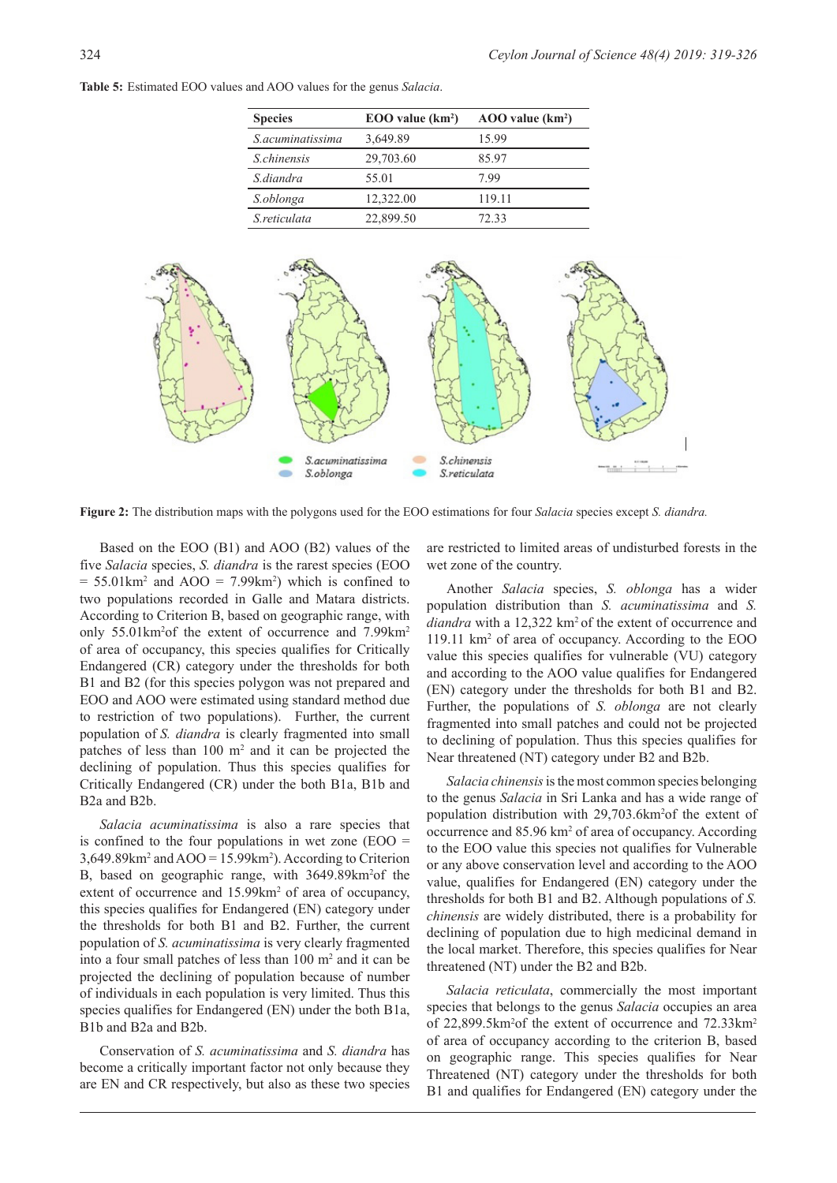**Table 5:** Estimated EOO values and AOO values for the genus *Salacia*.

| Species | EOO value (km²) | AOO value (km²) |
|---|---|---|
| *S.acuminatissima* | 3,649.89 | 15.99 |
| *S.chinensis* | 29,703.60 | 85.97 |
| *S.diandra* | 55.01 | 7.99 |
| *S.oblonga* | 12,322.00 | 119.11 |
| *S.reticulata* | 22,899.50 | 72.33 |

**Figure 2:** The distribution maps with the polygons used for the EOO estimations for four *Salacia* species except *S. diandra.*

Based on the EOO (B1) and AOO (B2) values of the five *Salacia* species, *S. diandra* is the rarest species (EOO = 55.01km² and AOO = 7.99km²) which is confined to two populations recorded in Galle and Matara districts. According to Criterion B, based on geographic range, with only 55.01km² of the extent of occurrence and 7.99km² of area of occupancy, this species qualifies for Critically Endangered (CR) category under the thresholds for both B1 and B2 (for this species polygon was not prepared and EOO and AOO were estimated using standard method due to restriction of two populations). Further, the current population of *S. diandra* is clearly fragmented into small patches of less than 100 m² and it can be projected the declining of population. Thus this species qualifies for Critically Endangered (CR) under the both B1a, B1b and B2a and B2b.

*Salacia acuminatissima* is also a rare species that is confined to the four populations in wet zone (EOO = 3,649.89km² and AOO = 15.99km²). According to Criterion B, based on geographic range, with 3649.89km² of the extent of occurrence and 15.99km² of area of occupancy, this species qualifies for Endangered (EN) category under the thresholds for both B1 and B2. Further, the current population of *S. acuminatissima* is very clearly fragmented into a four small patches of less than 100 m² and it can be projected the declining of population because of number of individuals in each population is very limited. Thus this species qualifies for Endangered (EN) under the both B1a, B1b and B2a and B2b.

Conservation of *S. acuminatissima* and *S. diandra* has become a critically important factor not only because they are EN and CR respectively, but also as these two species are restricted to limited areas of undisturbed forests in the wet zone of the country.

Another *Salacia* species, *S. oblonga* has a wider population distribution than *S. acuminatissima* and *S. diandra* with a 12,322 km² of the extent of occurrence and 119.11 km² of area of occupancy. According to the EOO value this species qualifies for vulnerable (VU) category and according to the AOO value qualifies for Endangered (EN) category under the thresholds for both B1 and B2. Further, the populations of *S. oblonga* are not clearly fragmented into small patches and could not be projected to declining of population. Thus this species qualifies for Near threatened (NT) category under B2 and B2b.

*Salacia chinensis* is the most common species belonging to the genus *Salacia* in Sri Lanka and has a wide range of population distribution with 29,703.6km² of the extent of occurrence and 85.96 km² of area of occupancy. According to the EOO value this species not qualifies for Vulnerable or any above conservation level and according to the AOO value, qualifies for Endangered (EN) category under the thresholds for both B1 and B2. Although populations of *S. chinensis* are widely distributed, there is a probability for declining of population due to high medicinal demand in the local market. Therefore, this species qualifies for Near threatened (NT) under the B2 and B2b.

*Salacia reticulata*, commercially the most important species that belongs to the genus *Salacia* occupies an area of 22,899.5km² of the extent of occurrence and 72.33km² of area of occupancy according to the criterion B, based on geographic range. This species qualifies for Near Threatened (NT) category under the thresholds for both B1 and qualifies for Endangered (EN) category under the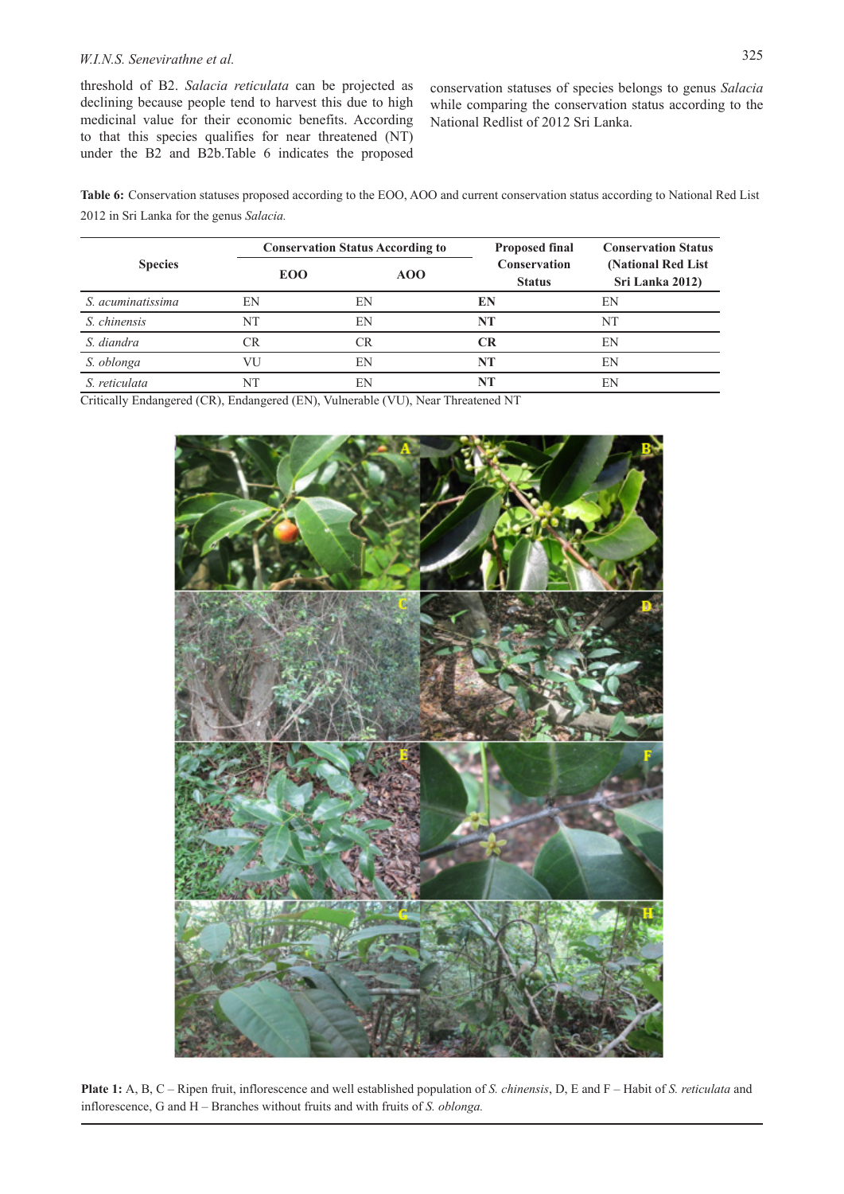threshold of B2. *Salacia reticulata* can be projected as declining because people tend to harvest this due to high medicinal value for their economic benefits. According to that this species qualifies for near threatened (NT) under the B2 and B2b.Table 6 indicates the proposed conservation statuses of species belongs to genus *Salacia* while comparing the conservation status according to the National Redlist of 2012 Sri Lanka.

**Table 6:** Conservation statuses proposed according to the EOO, AOO and current conservation status according to National Red List 2012 in Sri Lanka for the genus *Salacia.*

| Species | Conservation Status According to | | Proposed final Conservation Status | Conservation Status (National Red List Sri Lanka 2012) |
|---|---|---|---|---|
| | EOO | AOO | | |
| *S. acuminatissima* | EN | EN | **EN** | EN |
| *S. chinensis* | NT | EN | **NT** | NT |
| *S. diandra* | CR | CR | **CR** | EN |
| *S. oblonga* | VU | EN | **NT** | EN |
| *S. reticulata* | NT | EN | **NT** | EN |

Critically Endangered (CR), Endangered (EN), Vulnerable (VU), Near Threatened NT

**Plate 1:** A, B, C – Ripen fruit, inflorescence and well established population of *S. chinensis*, D, E and F – Habit of *S. reticulata* and inflorescence, G and H – Branches without fruits and with fruits of *S. oblonga.*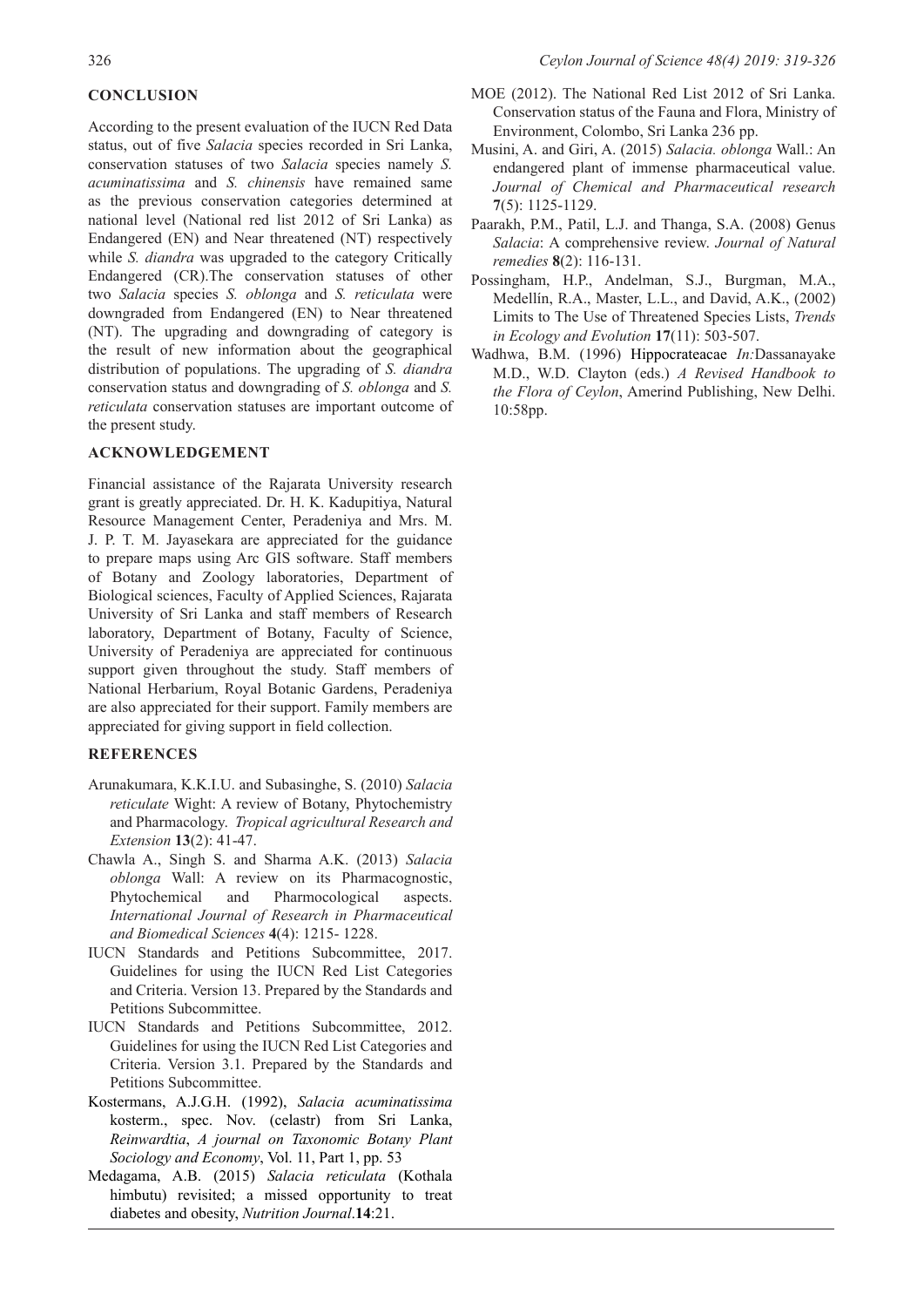## CONCLUSION

According to the present evaluation of the IUCN Red Data status, out of five *Salacia* species recorded in Sri Lanka, conservation statuses of two *Salacia* species namely *S. acuminatissima* and *S. chinensis* have remained same as the previous conservation categories determined at national level (National red list 2012 of Sri Lanka) as Endangered (EN) and Near threatened (NT) respectively while *S. diandra* was upgraded to the category Critically Endangered (CR).The conservation statuses of other two *Salacia* species *S. oblonga* and *S. reticulata* were downgraded from Endangered (EN) to Near threatened (NT). The upgrading and downgrading of category is the result of new information about the geographical distribution of populations. The upgrading of *S. diandra* conservation status and downgrading of *S. oblonga* and *S. reticulata* conservation statuses are important outcome of the present study.

## ACKNOWLEDGEMENT

Financial assistance of the Rajarata University research grant is greatly appreciated. Dr. H. K. Kadupitiya, Natural Resource Management Center, Peradeniya and Mrs. M. J. P. T. M. Jayasekara are appreciated for the guidance to prepare maps using Arc GIS software. Staff members of Botany and Zoology laboratories, Department of Biological sciences, Faculty of Applied Sciences, Rajarata University of Sri Lanka and staff members of Research laboratory, Department of Botany, Faculty of Science, University of Peradeniya are appreciated for continuous support given throughout the study. Staff members of National Herbarium, Royal Botanic Gardens, Peradeniya are also appreciated for their support. Family members are appreciated for giving support in field collection.

## REFERENCES

Arunakumara, K.K.I.U. and Subasinghe, S. (2010) *Salacia reticulate* Wight: A review of Botany, Phytochemistry and Pharmacology. *Tropical agricultural Research and Extension* **13**(2): 41-47.

Chawla A., Singh S. and Sharma A.K. (2013) *Salacia oblonga* Wall: A review on its Pharmacognostic, Phytochemical and Pharmocological aspects. *International Journal of Research in Pharmaceutical and Biomedical Sciences* **4**(4): 1215- 1228.

IUCN Standards and Petitions Subcommittee, 2017. Guidelines for using the IUCN Red List Categories and Criteria. Version 13. Prepared by the Standards and Petitions Subcommittee.

IUCN Standards and Petitions Subcommittee, 2012. Guidelines for using the IUCN Red List Categories and Criteria. Version 3.1. Prepared by the Standards and Petitions Subcommittee.

Kostermans, A.J.G.H. (1992), *Salacia acuminatissima* kosterm., spec. Nov. (celastr) from Sri Lanka, *Reinwardtia*, *A journal on Taxonomic Botany Plant Sociology and Economy*, Vol. 11, Part 1, pp. 53

Medagama, A.B. (2015) *Salacia reticulata* (Kothala himbutu) revisited; a missed opportunity to treat diabetes and obesity, *Nutrition Journal*.**14**:21.

MOE (2012). The National Red List 2012 of Sri Lanka. Conservation status of the Fauna and Flora, Ministry of Environment, Colombo, Sri Lanka 236 pp.

Musini, A. and Giri, A. (2015) *Salacia. oblonga* Wall.: An endangered plant of immense pharmaceutical value. *Journal of Chemical and Pharmaceutical research* **7**(5): 1125-1129.

Paarakh, P.M., Patil, L.J. and Thanga, S.A. (2008) Genus *Salacia*: A comprehensive review. *Journal of Natural remedies* **8**(2): 116-131.

Possingham, H.P., Andelman, S.J., Burgman, M.A., Medellín, R.A., Master, L.L., and David, A.K., (2002) Limits to The Use of Threatened Species Lists, *Trends in Ecology and Evolution* **17**(11): 503-507.

Wadhwa, B.M. (1996) Hippocrateacae *In:*Dassanayake M.D., W.D. Clayton (eds.) *A Revised Handbook to the Flora of Ceylon*, Amerind Publishing, New Delhi. 10:58pp.